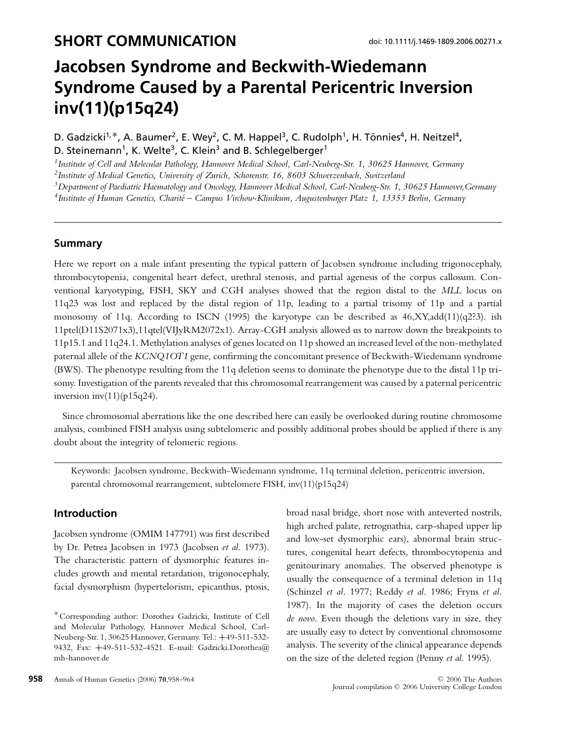## SHORT COMMUNICATION

doi: 10.1111/j.1469-1809.2006.00271.x

# Jacobsen Syndrome and Beckwith-Wiedemann Syndrome Caused by a Parental Pericentric Inversion inv(11)(p15q24)

D. Gadzicki[1,*], A. Baumer[2], E. Wey[2], C. M. Happel[3], C. Rudolph[1], H. Tönnies[4], H. Neitzel[4], D. Steinemann[1], K. Welte[3], C. Klein[3] and B. Schlegelberger[1]

[1] *Institute of Cell and Molecular Pathology, Hannover Medical School, Carl-Neuberg-Str. 1, 30625 Hannover, Germany*
[2] *Institute of Medical Genetics, University of Zurich, Schorenstr. 16, 8603 Schwerzenbach, Switzerland*
[3] *Department of Paediatric Haematology and Oncology, Hannover Medical School, Carl-Neuberg-Str. 1, 30625 Hannover, Germany*
[4] *Institute of Human Genetics, Charité – Campus Virchow-Klinikum, Augustenburger Platz 1, 13353 Berlin, Germany*

## Summary

Here we report on a male infant presenting the typical pattern of Jacobsen syndrome including trigonocephaly, thrombocytopenia, congenital heart defect, urethral stenosis, and partial agenesis of the corpus callosum. Conventional karyotyping, FISH, SKY and CGH analyses showed that the region distal to the *MLL* locus on 11q23 was lost and replaced by the distal region of 11p, leading to a partial trisomy of 11p and a partial monosomy of 11q. According to ISCN (1995) the karyotype can be described as 46,XY,add(11)(q2?3). ish 11ptel(D11S2071x3),11qtel(VIJyRM2072x1). Array-CGH analysis allowed us to narrow down the breakpoints to 11p15.1 and 11q24.1. Methylation analyses of genes located on 11p showed an increased level of the non-methylated paternal allele of the *KCNQ1OT1* gene, confirming the concomitant presence of Beckwith-Wiedemann syndrome (BWS). The phenotype resulting from the 11q deletion seems to dominate the phenotype due to the distal 11p trisomy. Investigation of the parents revealed that this chromosomal rearrangement was caused by a paternal pericentric inversion inv(11)(p15q24).

Since chromosomal aberrations like the one described here can easily be overlooked during routine chromosome analysis, combined FISH analysis using subtelomeric and possibly additional probes should be applied if there is any doubt about the integrity of telomeric regions.

Keywords: Jacobsen syndrome, Beckwith-Wiedemann syndrome, 11q terminal deletion, pericentric inversion, parental chromosomal rearrangement, subtelomere FISH, inv(11)(p15q24)

## Introduction

Jacobsen syndrome (OMIM 147791) was first described by Dr. Petrea Jacobsen in 1973 (Jacobsen *et al*. 1973). The characteristic pattern of dysmorphic features includes growth and mental retardation, trigonocephaly, facial dysmorphism (hypertelorism, epicanthus, ptosis, broad nasal bridge, short nose with anteverted nostrils, high arched palate, retrognathia, carp-shaped upper lip and low-set dysmorphic ears), abnormal brain structures, congenital heart defects, thrombocytopenia and genitourinary anomalies. The observed phenotype is usually the consequence of a terminal deletion in 11q (Schinzel *et al*. 1977; Reddy *et al*. 1986; Fryns *et al*. 1987). In the majority of cases the deletion occurs *de novo*. Even though the deletions vary in size, they are usually easy to detect by conventional chromosome analysis. The severity of the clinical appearance depends on the size of the deleted region (Penny *et al*. 1995).

* Corresponding author: Dorothea Gadzicki, Institute of Cell and Molecular Pathology, Hannover Medical School, Carl-Neuberg-Str. 1, 30625 Hannover, Germany. Tel.: +49-511-532-9432, Fax: +49-511-532-4521. E-mail: Gadzicki.Dorothea@mh-hannover.de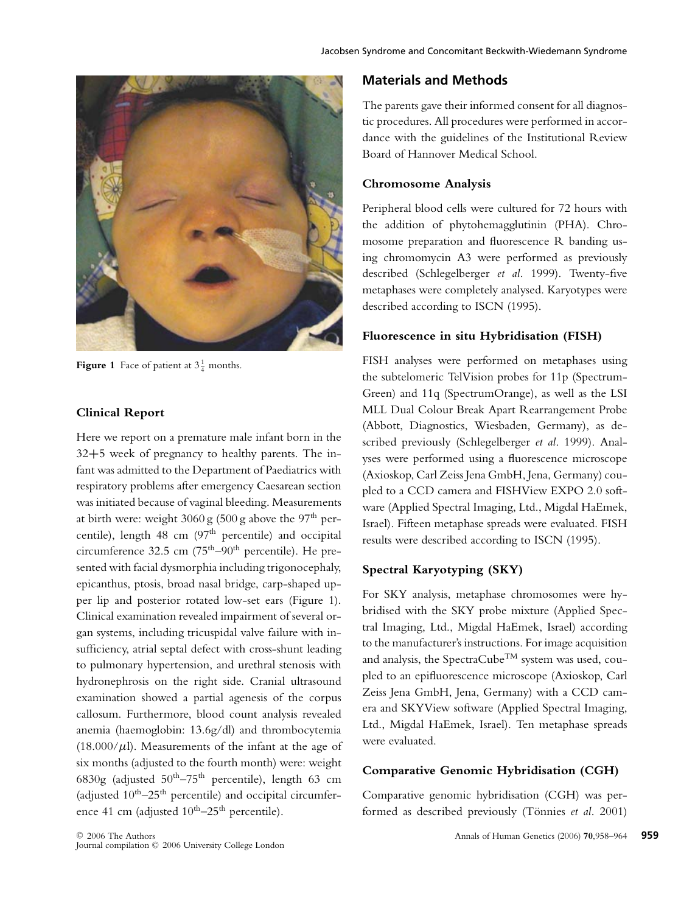**Figure 1** Face of patient at $3\frac{1}{4}$ months.

## Clinical Report

Here we report on a premature male infant born in the 32+5 week of pregnancy to healthy parents. The infant was admitted to the Department of Paediatrics with respiratory problems after emergency Caesarean section was initiated because of vaginal bleeding. Measurements at birth were: weight 3060 g (500 g above the 97$^{th}$ percentile), length 48 cm (97$^{th}$ percentile) and occipital circumference 32.5 cm (75$^{th}$–90$^{th}$ percentile). He presented with facial dysmorphia including trigonocephaly, epicanthus, ptosis, broad nasal bridge, carp-shaped upper lip and posterior rotated low-set ears (Figure 1). Clinical examination revealed impairment of several organ systems, including tricuspidal valve failure with insufficiency, atrial septal defect with cross-shunt leading to pulmonary hypertension, and urethral stenosis with hydronephrosis on the right side. Cranial ultrasound examination showed a partial agenesis of the corpus callosum. Furthermore, blood count analysis revealed anemia (haemoglobin: 13.6g/dl) and thrombocytemia (18.000/$\mu$l). Measurements of the infant at the age of six months (adjusted to the fourth month) were: weight 6830g (adjusted 50$^{th}$–75$^{th}$ percentile), length 63 cm (adjusted 10$^{th}$–25$^{th}$ percentile) and occipital circumference 41 cm (adjusted 10$^{th}$–25$^{th}$ percentile).

## Materials and Methods

The parents gave their informed consent for all diagnostic procedures. All procedures were performed in accordance with the guidelines of the Institutional Review Board of Hannover Medical School.

### Chromosome Analysis

Peripheral blood cells were cultured for 72 hours with the addition of phytohemagglutinin (PHA). Chromosome preparation and fluorescence R banding using chromomycin A3 were performed as previously described (Schlegelberger *et al*. 1999). Twenty-five metaphases were completely analysed. Karyotypes were described according to ISCN (1995).

### Fluorescence in situ Hybridisation (FISH)

FISH analyses were performed on metaphases using the subtelomeric TelVision probes for 11p (SpectrumGreen) and 11q (SpectrumOrange), as well as the LSI MLL Dual Colour Break Apart Rearrangement Probe (Abbott, Diagnostics, Wiesbaden, Germany), as described previously (Schlegelberger *et al*. 1999). Analyses were performed using a fluorescence microscope (Axioskop, Carl Zeiss Jena GmbH, Jena, Germany) coupled to a CCD camera and FISHView EXPO 2.0 software (Applied Spectral Imaging, Ltd., Migdal HaEmek, Israel). Fifteen metaphase spreads were evaluated. FISH results were described according to ISCN (1995).

### Spectral Karyotyping (SKY)

For SKY analysis, metaphase chromosomes were hybridised with the SKY probe mixture (Applied Spectral Imaging, Ltd., Migdal HaEmek, Israel) according to the manufacturer's instructions. For image acquisition and analysis, the SpectraCube$^{TM}$ system was used, coupled to an epifluorescence microscope (Axioskop, Carl Zeiss Jena GmbH, Jena, Germany) with a CCD camera and SKYView software (Applied Spectral Imaging, Ltd., Migdal HaEmek, Israel). Ten metaphase spreads were evaluated.

### Comparative Genomic Hybridisation (CGH)

Comparative genomic hybridisation (CGH) was performed as described previously (Tönnies *et al*. 2001)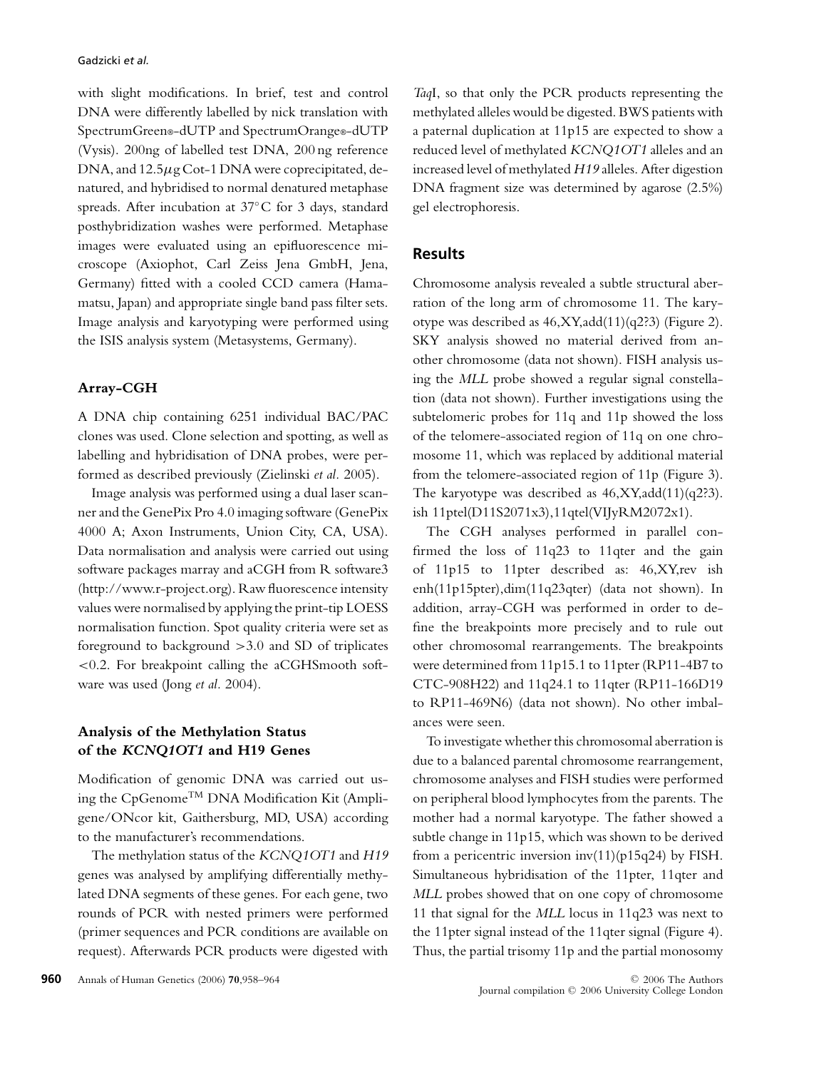with slight modifications. In brief, test and control DNA were differently labelled by nick translation with SpectrumGreen®-dUTP and SpectrumOrange®-dUTP (Vysis). 200ng of labelled test DNA, 200 ng reference DNA, and 12.5$\mu$g Cot-1 DNA were coprecipitated, denatured, and hybridised to normal denatured metaphase spreads. After incubation at 37°C for 3 days, standard posthybridization washes were performed. Metaphase images were evaluated using an epifluorescence microscope (Axiophot, Carl Zeiss Jena GmbH, Jena, Germany) fitted with a cooled CCD camera (Hamamatsu, Japan) and appropriate single band pass filter sets. Image analysis and karyotyping were performed using the ISIS analysis system (Metasystems, Germany).

### Array-CGH

A DNA chip containing 6251 individual BAC/PAC clones was used. Clone selection and spotting, as well as labelling and hybridisation of DNA probes, were performed as described previously (Zielinski *et al.* 2005).

Image analysis was performed using a dual laser scanner and the GenePix Pro 4.0 imaging software (GenePix 4000 A; Axon Instruments, Union City, CA, USA). Data normalisation and analysis were carried out using software packages marray and aCGH from R software3 (http://www.r-project.org). Raw fluorescence intensity values were normalised by applying the print-tip LOESS normalisation function. Spot quality criteria were set as foreground to background >3.0 and SD of triplicates <0.2. For breakpoint calling the aCGHSmooth software was used (Jong *et al.* 2004).

### Analysis of the Methylation Status of the *KCNQ1OT1* and H19 Genes

Modification of genomic DNA was carried out using the CpGenome™ DNA Modification Kit (Amplígene/ONcor kit, Gaithersburg, MD, USA) according to the manufacturer's recommendations.

The methylation status of the *KCNQ1OT1* and *H19* genes was analysed by amplifying differentially methylated DNA segments of these genes. For each gene, two rounds of PCR with nested primers were performed (primer sequences and PCR conditions are available on request). Afterwards PCR products were digested with *Taq*I, so that only the PCR products representing the methylated alleles would be digested. BWS patients with a paternal duplication at 11p15 are expected to show a reduced level of methylated *KCNQ1OT1* alleles and an increased level of methylated *H19* alleles. After digestion DNA fragment size was determined by agarose (2.5%) gel electrophoresis.

## Results

Chromosome analysis revealed a subtle structural aberration of the long arm of chromosome 11. The karyotype was described as 46,XY,add(11)(q2?3) (Figure 2). SKY analysis showed no material derived from another chromosome (data not shown). FISH analysis using the *MLL* probe showed a regular signal constellation (data not shown). Further investigations using the subtelomeric probes for 11q and 11p showed the loss of the telomere-associated region of 11q on one chromosome 11, which was replaced by additional material from the telomere-associated region of 11p (Figure 3). The karyotype was described as 46,XY,add(11)(q2?3).ish 11ptel(D11S2071x3),11qtel(VIJyRM2072x1).

The CGH analyses performed in parallel confirmed the loss of 11q23 to 11qter and the gain of 11p15 to 11pter described as: 46,XY,rev ish enh(11p15pter),dim(11q23qter) (data not shown). In addition, array-CGH was performed in order to define the breakpoints more precisely and to rule out other chromosomal rearrangements. The breakpoints were determined from 11p15.1 to 11pter (RP11-4B7 to CTC-908H22) and 11q24.1 to 11qter (RP11-166D19 to RP11-469N6) (data not shown). No other imbalances were seen.

To investigate whether this chromosomal aberration is due to a balanced parental chromosome rearrangement, chromosome analyses and FISH studies were performed on peripheral blood lymphocytes from the parents. The mother had a normal karyotype. The father showed a subtle change in 11p15, which was shown to be derived from a pericentric inversion inv(11)(p15q24) by FISH. Simultaneous hybridisation of the 11pter, 11qter and *MLL* probes showed that on one copy of chromosome 11 that signal for the *MLL* locus in 11q23 was next to the 11pter signal instead of the 11qter signal (Figure 4). Thus, the partial trisomy 11p and the partial monosomy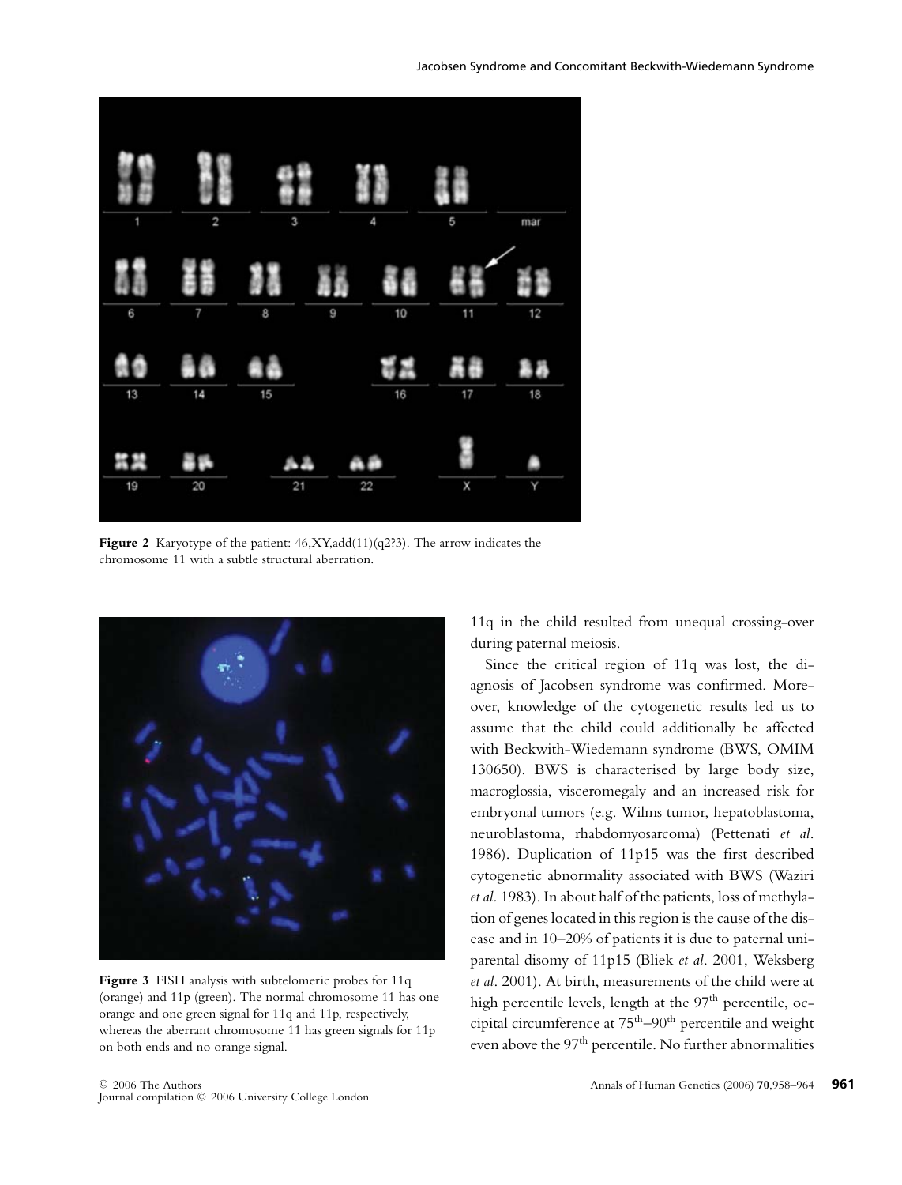**Figure 2** Karyotype of the patient: 46,XY,add(11)(q2?3). The arrow indicates the chromosome 11 with a subtle structural aberration.

**Figure 3** FISH analysis with subtelomeric probes for 11q (orange) and 11p (green). The normal chromosome 11 has one orange and one green signal for 11q and 11p, respectively, whereas the aberrant chromosome 11 has green signals for 11p on both ends and no orange signal.

11q in the child resulted from unequal crossing-over during paternal meiosis.

Since the critical region of 11q was lost, the diagnosis of Jacobsen syndrome was confirmed. Moreover, knowledge of the cytogenetic results led us to assume that the child could additionally be affected with Beckwith-Wiedemann syndrome (BWS, OMIM 130650). BWS is characterised by large body size, macroglossia, visceromegaly and an increased risk for embryonal tumors (e.g. Wilms tumor, hepatoblastoma, neuroblastoma, rhabdomyosarcoma) (Pettenati *et al*. 1986). Duplication of 11p15 was the first described cytogenetic abnormality associated with BWS (Waziri *et al*. 1983). In about half of the patients, loss of methylation of genes located in this region is the cause of the disease and in 10–20% of patients it is due to paternal uniparental disomy of 11p15 (Bliek *et al*. 2001, Weksberg *et al*. 2001). At birth, measurements of the child were at high percentile levels, length at the 97th percentile, occipital circumference at 75th–90th percentile and weight even above the 97th percentile. No further abnormalities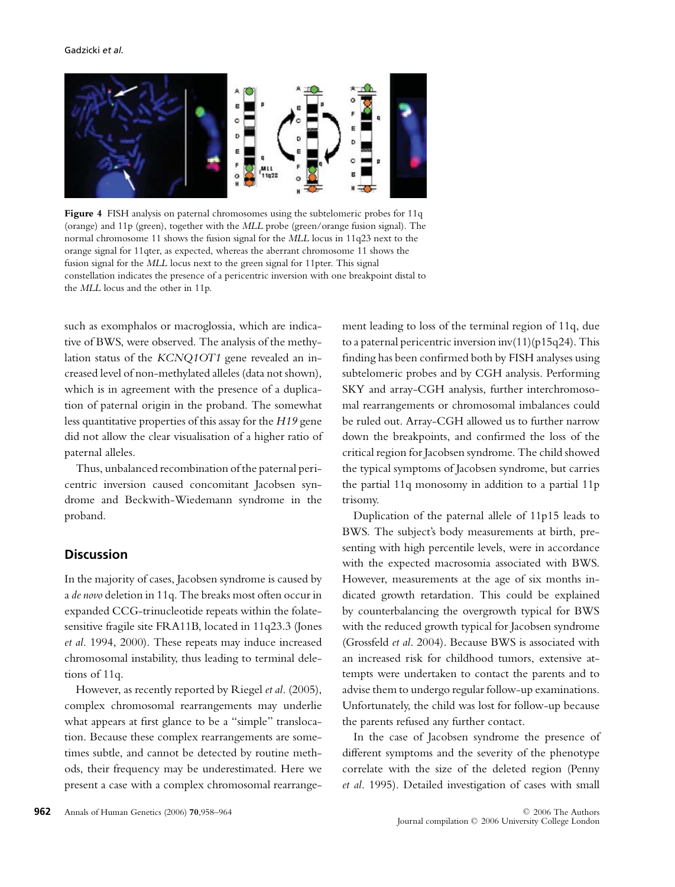**Figure 4** FISH analysis on paternal chromosomes using the subtelomeric probes for 11q (orange) and 11p (green), together with the *MLL* probe (green/orange fusion signal). The normal chromosome 11 shows the fusion signal for the *MLL* locus in 11q23 next to the orange signal for 11qter, as expected, whereas the aberrant chromosome 11 shows the fusion signal for the *MLL* locus next to the green signal for 11pter. This signal constellation indicates the presence of a pericentric inversion with one breakpoint distal to the *MLL* locus and the other in 11p.

such as exomphalos or macroglossia, which are indicative of BWS, were observed. The analysis of the methylation status of the *KCNQ1OT1* gene revealed an increased level of non-methylated alleles (data not shown), which is in agreement with the presence of a duplication of paternal origin in the proband. The somewhat less quantitative properties of this assay for the *H19* gene did not allow the clear visualisation of a higher ratio of paternal alleles.

Thus, unbalanced recombination of the paternal pericentric inversion caused concomitant Jacobsen syndrome and Beckwith-Wiedemann syndrome in the proband.

## Discussion

In the majority of cases, Jacobsen syndrome is caused by a *de novo* deletion in 11q. The breaks most often occur in expanded CCG-trinucleotide repeats within the folate-sensitive fragile site FRA11B, located in 11q23.3 (Jones *et al*. 1994, 2000). These repeats may induce increased chromosomal instability, thus leading to terminal deletions of 11q.

However, as recently reported by Riegel *et al*. (2005), complex chromosomal rearrangements may underlie what appears at first glance to be a "simple" translocation. Because these complex rearrangements are sometimes subtle, and cannot be detected by routine methods, their frequency may be underestimated. Here we present a case with a complex chromosomal rearrangement leading to loss of the terminal region of 11q, due to a paternal pericentric inversion inv(11)(p15q24). This finding has been confirmed both by FISH analyses using subtelomeric probes and by CGH analysis. Performing SKY and array-CGH analysis, further interchromosomal rearrangements or chromosomal imbalances could be ruled out. Array-CGH allowed us to further narrow down the breakpoints, and confirmed the loss of the critical region for Jacobsen syndrome. The child showed the typical symptoms of Jacobsen syndrome, but carries the partial 11q monosomy in addition to a partial 11p trisomy.

Duplication of the paternal allele of 11p15 leads to BWS. The subject's body measurements at birth, presenting with high percentile levels, were in accordance with the expected macrosomia associated with BWS. However, measurements at the age of six months indicated growth retardation. This could be explained by counterbalancing the overgrowth typical for BWS with the reduced growth typical for Jacobsen syndrome (Grossfeld *et al*. 2004). Because BWS is associated with an increased risk for childhood tumors, extensive attempts were undertaken to contact the parents and to advise them to undergo regular follow-up examinations. Unfortunately, the child was lost for follow-up because the parents refused any further contact.

In the case of Jacobsen syndrome the presence of different symptoms and the severity of the phenotype correlate with the size of the deleted region (Penny *et al*. 1995). Detailed investigation of cases with small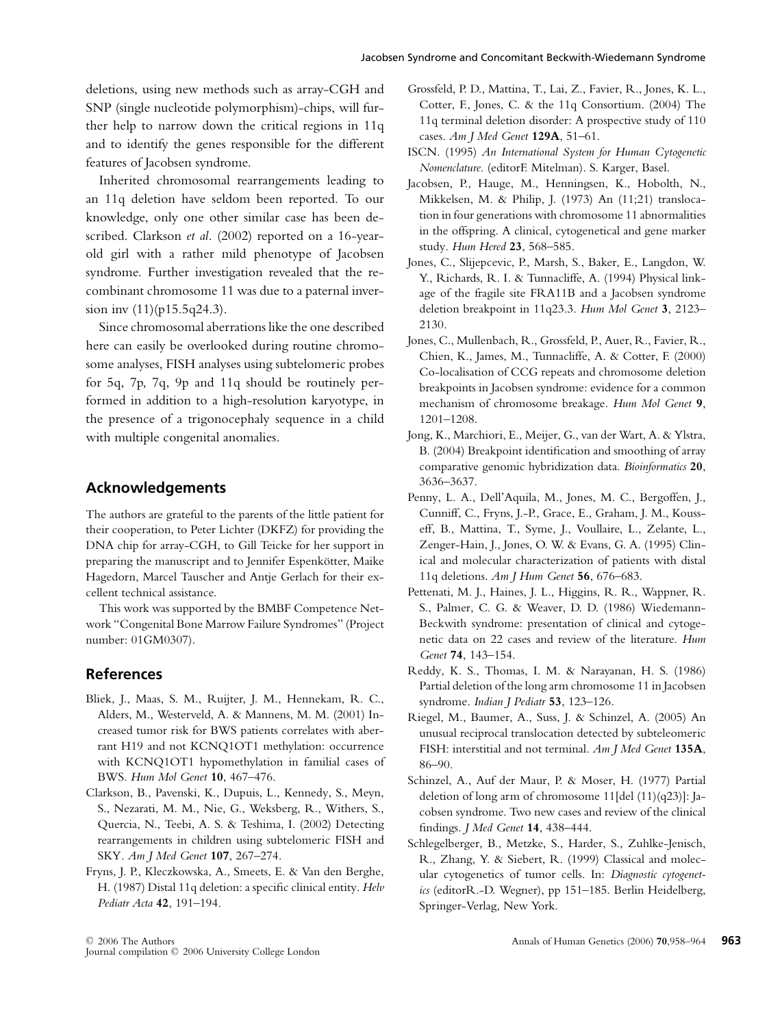deletions, using new methods such as array-CGH and SNP (single nucleotide polymorphism)-chips, will further help to narrow down the critical regions in 11q and to identify the genes responsible for the different features of Jacobsen syndrome.

Inherited chromosomal rearrangements leading to an 11q deletion have seldom been reported. To our knowledge, only one other similar case has been described. Clarkson *et al*. (2002) reported on a 16-year-old girl with a rather mild phenotype of Jacobsen syndrome. Further investigation revealed that the recombinant chromosome 11 was due to a paternal inversion inv (11)(p15.5q24.3).

Since chromosomal aberrations like the one described here can easily be overlooked during routine chromosome analyses, FISH analyses using subtelomeric probes for 5q, 7p, 7q, 9p and 11q should be routinely performed in addition to a high-resolution karyotype, in the presence of a trigonocephaly sequence in a child with multiple congenital anomalies.

## Acknowledgements

The authors are grateful to the parents of the little patient for their cooperation, to Peter Lichter (DKFZ) for providing the DNA chip for array-CGH, to Gill Teicke for her support in preparing the manuscript and to Jennifer Espenkötter, Maike Hagedorn, Marcel Tauscher and Antje Gerlach for their excellent technical assistance.

This work was supported by the BMBF Competence Network "Congenital Bone Marrow Failure Syndromes" (Project number: 01GM0307).

## References

Bliek, J., Maas, S. M., Ruijter, J. M., Hennekam, R. C., Alders, M., Westerveld, A. & Mannens, M. M. (2001) Increased tumor risk for BWS patients correlates with aberrant H19 and not KCNQ1OT1 methylation: occurrence with KCNQ1OT1 hypomethylation in familial cases of BWS. *Hum Mol Genet* **10**, 467–476.

Clarkson, B., Pavenski, K., Dupuis, L., Kennedy, S., Meyn, S., Nezarati, M. M., Nie, G., Weksberg, R., Withers, S., Quercia, N., Teebi, A. S. & Teshima, I. (2002) Detecting rearrangements in children using subtelomeric FISH and SKY. *Am J Med Genet* **107**, 267–274.

Fryns, J. P., Kleczkowska, A., Smeets, E. & Van den Berghe, H. (1987) Distal 11q deletion: a specific clinical entity. *Helv Pediatr Acta* **42**, 191–194.

Grossfeld, P. D., Mattina, T., Lai, Z., Favier, R., Jones, K. L., Cotter, F., Jones, C. & the 11q Consortium. (2004) The 11q terminal deletion disorder: A prospective study of 110 cases. *Am J Med Genet* **129A**, 51–61.

ISCN. (1995) *An International System for Human Cytogenetic Nomenclature*. (editorF. Mitelman). S. Karger, Basel.

Jacobsen, P., Hauge, M., Henningsen, K., Hobolth, N., Mikkelsen, M. & Philip, J. (1973) An (11;21) translocation in four generations with chromosome 11 abnormalities in the offspring. A clinical, cytogenetical and gene marker study. *Hum Hered* **23**, 568–585.

Jones, C., Slijepcevic, P., Marsh, S., Baker, E., Langdon, W. Y., Richards, R. I. & Tunnacliffe, A. (1994) Physical linkage of the fragile site FRA11B and a Jacobsen syndrome deletion breakpoint in 11q23.3. *Hum Mol Genet* **3**, 2123–2130.

Jones, C., Mullenbach, R., Grossfeld, P., Auer, R., Favier, R., Chien, K., James, M., Tunnacliffe, A. & Cotter, F. (2000) Co-localisation of CCG repeats and chromosome deletion breakpoints in Jacobsen syndrome: evidence for a common mechanism of chromosome breakage. *Hum Mol Genet* **9**, 1201–1208.

Jong, K., Marchiori, E., Meijer, G., van der Wart, A. & Ylstra, B. (2004) Breakpoint identification and smoothing of array comparative genomic hybridization data. *Bioinformatics* **20**, 3636–3637.

Penny, L. A., Dell'Aquila, M., Jones, M. C., Bergoffen, J., Cunniff, C., Fryns, J.-P., Grace, E., Graham, J. M., Kousseff, B., Mattina, T., Syme, J., Voullaire, L., Zelante, L., Zenger-Hain, J., Jones, O. W. & Evans, G. A. (1995) Clinical and molecular characterization of patients with distal 11q deletions. *Am J Hum Genet* **56**, 676–683.

Pettenati, M. J., Haines, J. L., Higgins, R. R., Wappner, R. S., Palmer, C. G. & Weaver, D. D. (1986) Wiedemann-Beckwith syndrome: presentation of clinical and cytogenetic data on 22 cases and review of the literature. *Hum Genet* **74**, 143–154.

Reddy, K. S., Thomas, I. M. & Narayanan, H. S. (1986) Partial deletion of the long arm chromosome 11 in Jacobsen syndrome. *Indian J Pediatr* **53**, 123–126.

Riegel, M., Baumer, A., Suss, J. & Schinzel, A. (2005) An unusual reciprocal translocation detected by subteleomeric FISH: interstitial and not terminal. *Am J Med Genet* **135A**, 86–90.

Schinzel, A., Auf der Maur, P. & Moser, H. (1977) Partial deletion of long arm of chromosome 11[del (11)(q23)]: Jacobsen syndrome. Two new cases and review of the clinical findings. *J Med Genet* **14**, 438–444.

Schlegelberger, B., Metzke, S., Harder, S., Zuhlke-Jenisch, R., Zhang, Y. & Siebert, R. (1999) Classical and molecular cytogenetics of tumor cells. In: *Diagnostic cytogenetics* (editorR.-D. Wegner), pp 151–185. Berlin Heidelberg, Springer-Verlag, New York.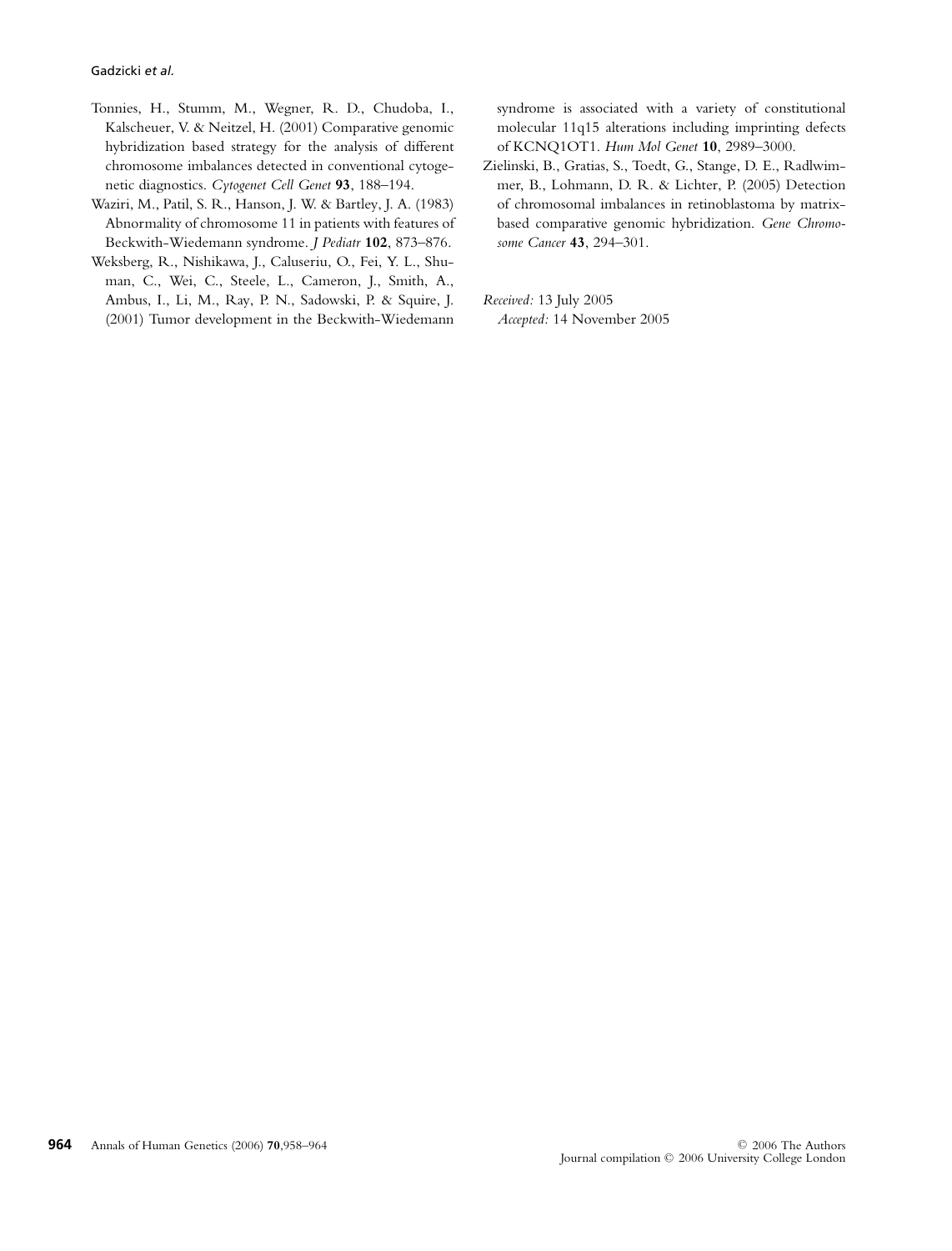Tonnies, H., Stumm, M., Wegner, R. D., Chudoba, I., Kalscheuer, V. & Neitzel, H. (2001) Comparative genomic hybridization based strategy for the analysis of different chromosome imbalances detected in conventional cytogenetic diagnostics. *Cytogenet Cell Genet* **93**, 188–194.

Waziri, M., Patil, S. R., Hanson, J. W. & Bartley, J. A. (1983) Abnormality of chromosome 11 in patients with features of Beckwith-Wiedemann syndrome. *J Pediatr* **102**, 873–876.

Weksberg, R., Nishikawa, J., Caluseriu, O., Fei, Y. L., Shuman, C., Wei, C., Steele, L., Cameron, J., Smith, A., Ambus, I., Li, M., Ray, P. N., Sadowski, P. & Squire, J. (2001) Tumor development in the Beckwith-Wiedemann syndrome is associated with a variety of constitutional molecular 11q15 alterations including imprinting defects of KCNQ1OT1. *Hum Mol Genet* **10**, 2989–3000.

Zielinski, B., Gratias, S., Toedt, G., Stange, D. E., Radlwimmer, B., Lohmann, D. R. & Lichter, P. (2005) Detection of chromosomal imbalances in retinoblastoma by matrix-based comparative genomic hybridization. *Gene Chromosome Cancer* **43**, 294–301.

*Received:* 13 July 2005
*Accepted:* 14 November 2005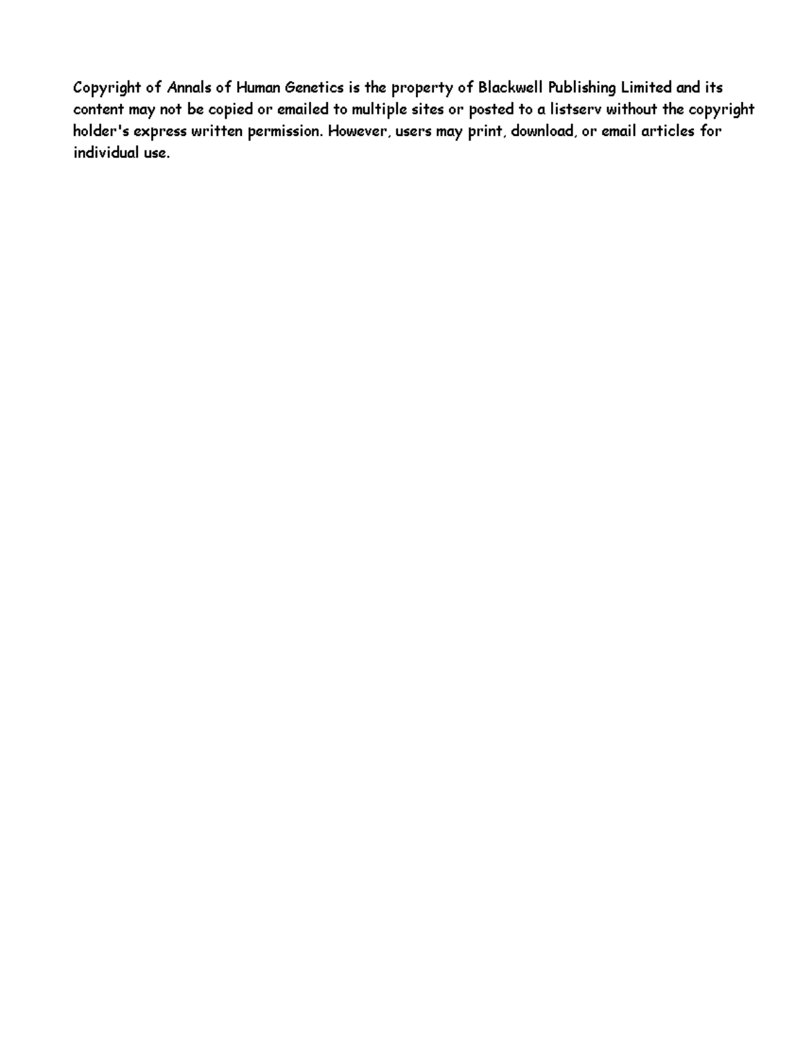Copyright of Annals of Human Genetics is the property of Blackwell Publishing Limited and its content may not be copied or emailed to multiple sites or posted to a listserv without the copyright holder's express written permission. However, users may print, download, or email articles for individual use.